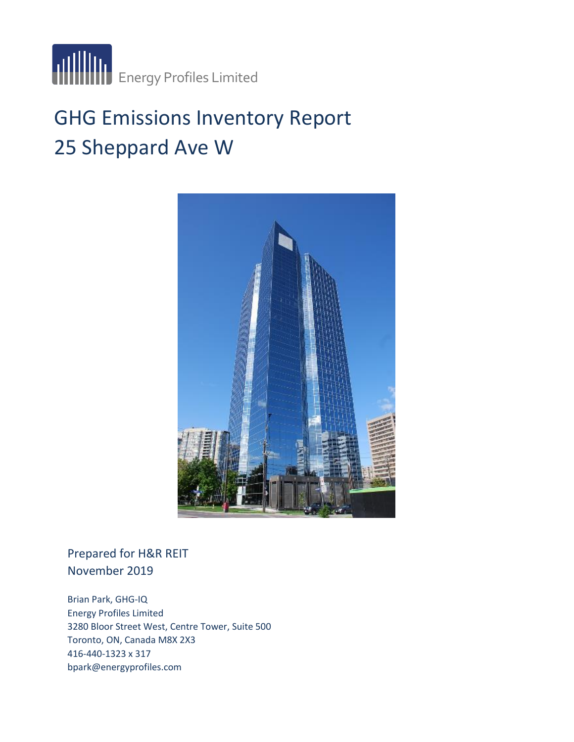Energy Profiles Limited

# GHG Emissions Inventory Report
# 25 Sheppard Ave W

Prepared for H&R REIT
November 2019

Brian Park, GHG-IQ
Energy Profiles Limited
3280 Bloor Street West, Centre Tower, Suite 500
Toronto, ON, Canada M8X 2X3
416-440-1323 x 317
bpark@energyprofiles.com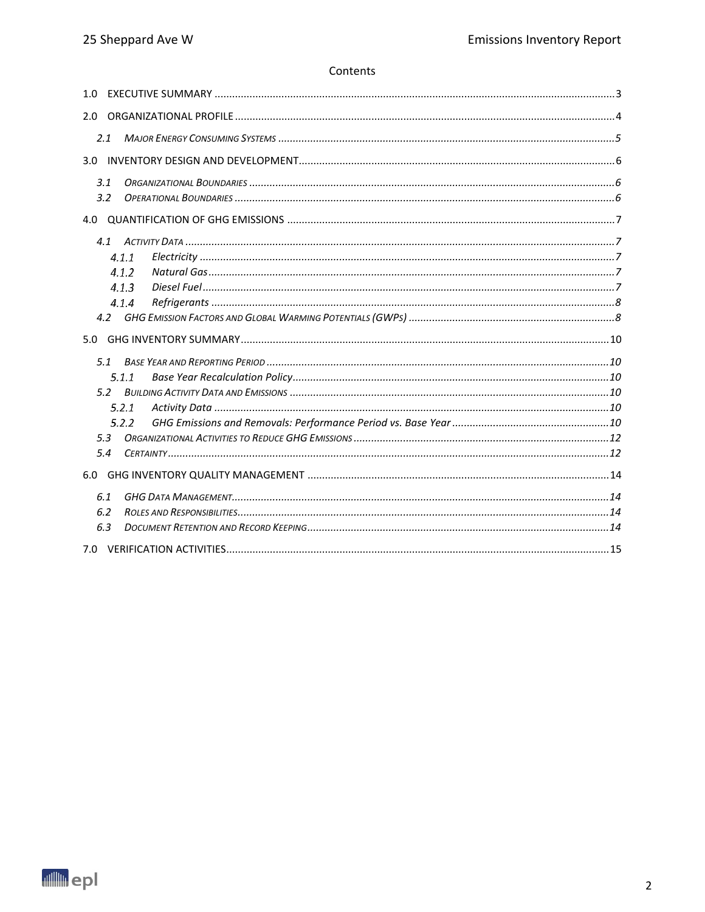Contents

1.0 EXECUTIVE SUMMARY ....................................................................................................................................3

2.0 ORGANIZATIONAL PROFILE ..............................................................................................................................4

*2.1 MAJOR ENERGY CONSUMING SYSTEMS ..................................................................................................................5*

3.0 INVENTORY DESIGN AND DEVELOPMENT..........................................................................................................6

*3.1 ORGANIZATIONAL BOUNDARIES ............................................................................................................................6*

*3.2 OPERATIONAL BOUNDARIES .................................................................................................................................6*

4.0 QUANTIFICATION OF GHG EMISSIONS ..............................................................................................................7

*4.1 ACTIVITY DATA ..................................................................................................................................................7*

*4.1.1 Electricity ............................................................................................................................................7*

*4.1.2 Natural Gas.........................................................................................................................................7*

*4.1.3 Diesel Fuel...........................................................................................................................................7*

*4.1.4 Refrigerants .........................................................................................................................................8*

*4.2 GHG EMISSION FACTORS AND GLOBAL WARMING POTENTIALS (GWPS) ......................................................................8*

5.0 GHG INVENTORY SUMMARY.............................................................................................................................10

*5.1 BASE YEAR AND REPORTING PERIOD ....................................................................................................................10*

*5.1.1 Base Year Recalculation Policy............................................................................................................10*

*5.2 BUILDING ACTIVITY DATA AND EMISSIONS ............................................................................................................10*

*5.2.1 Activity Data ......................................................................................................................................10*

*5.2.2 GHG Emissions and Removals: Performance Period vs. Base Year .....................................................10*

*5.3 ORGANIZATIONAL ACTIVITIES TO REDUCE GHG EMISSIONS .......................................................................................12*

*5.4 CERTAINTY ......................................................................................................................................................12*

6.0 GHG INVENTORY QUALITY MANAGEMENT ......................................................................................................14

*6.1 GHG DATA MANAGEMENT................................................................................................................................14*

*6.2 ROLES AND RESPONSIBILITIES..............................................................................................................................14*

*6.3 DOCUMENT RETENTION AND RECORD KEEPING......................................................................................................14*

7.0 VERIFICATION ACTIVITIES..................................................................................................................................15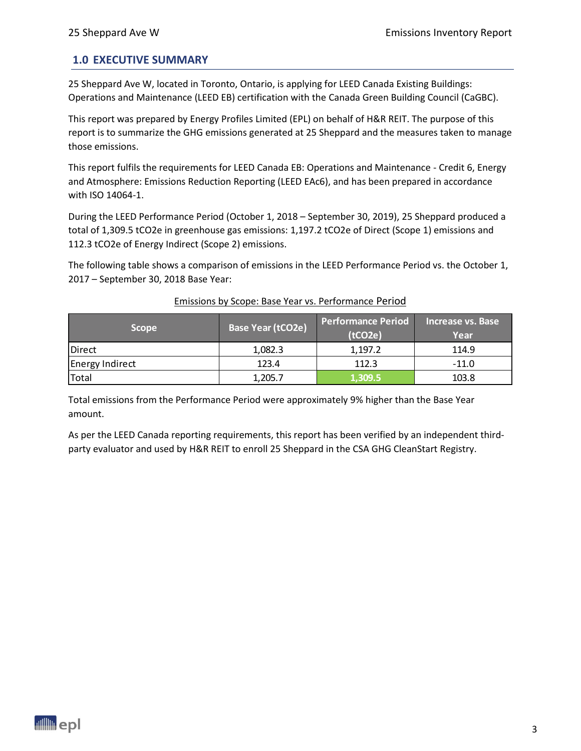## 1.0 EXECUTIVE SUMMARY

25 Sheppard Ave W, located in Toronto, Ontario, is applying for LEED Canada Existing Buildings: Operations and Maintenance (LEED EB) certification with the Canada Green Building Council (CaGBC).

This report was prepared by Energy Profiles Limited (EPL) on behalf of H&R REIT. The purpose of this report is to summarize the GHG emissions generated at 25 Sheppard and the measures taken to manage those emissions.

This report fulfils the requirements for LEED Canada EB: Operations and Maintenance - Credit 6, Energy and Atmosphere: Emissions Reduction Reporting (LEED EAc6), and has been prepared in accordance with ISO 14064-1.

During the LEED Performance Period (October 1, 2018 – September 30, 2019), 25 Sheppard produced a total of 1,309.5 tCO2e in greenhouse gas emissions: 1,197.2 tCO2e of Direct (Scope 1) emissions and 112.3 tCO2e of Energy Indirect (Scope 2) emissions.

The following table shows a comparison of emissions in the LEED Performance Period vs. the October 1, 2017 – September 30, 2018 Base Year:

Emissions by Scope: Base Year vs. Performance Period

| Scope | Base Year (tCO2e) | Performance Period (tCO2e) | Increase vs. Base Year |
|---|---|---|---|
| Direct | 1,082.3 | 1,197.2 | 114.9 |
| Energy Indirect | 123.4 | 112.3 | -11.0 |
| Total | 1,205.7 | 1,309.5 | 103.8 |

Total emissions from the Performance Period were approximately 9% higher than the Base Year amount.

As per the LEED Canada reporting requirements, this report has been verified by an independent third-party evaluator and used by H&R REIT to enroll 25 Sheppard in the CSA GHG CleanStart Registry.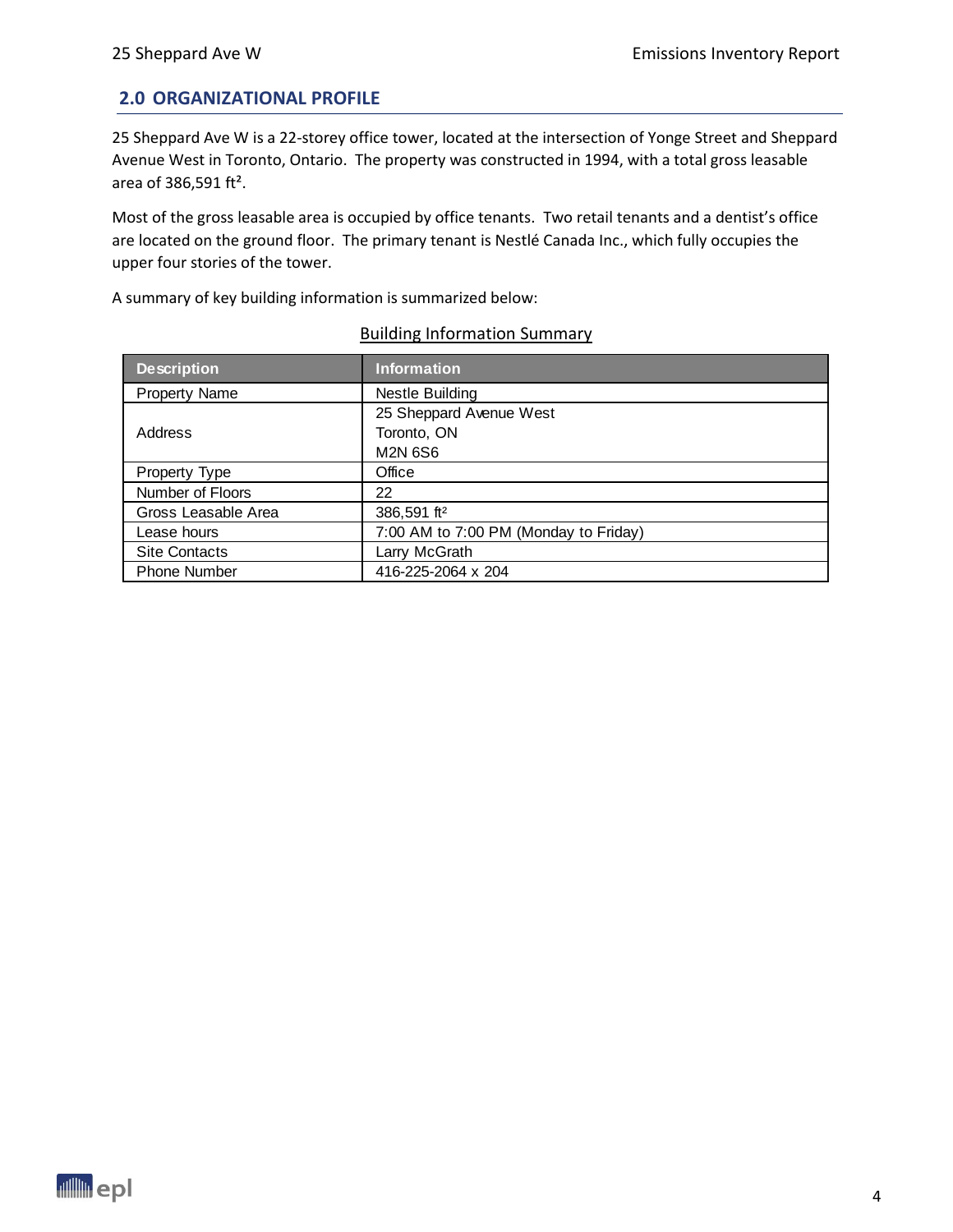## 2.0 ORGANIZATIONAL PROFILE

25 Sheppard Ave W is a 22-storey office tower, located at the intersection of Yonge Street and Sheppard Avenue West in Toronto, Ontario. The property was constructed in 1994, with a total gross leasable area of 386,591 $ft^2$.

Most of the gross leasable area is occupied by office tenants. Two retail tenants and a dentist's office are located on the ground floor. The primary tenant is Nestlé Canada Inc., which fully occupies the upper four stories of the tower.

A summary of key building information is summarized below:

Building Information Summary

| Description | Information |
|---|---|
| Property Name | Nestle Building |
| Address | 25 Sheppard Avenue West<br>Toronto, ON<br>M2N 6S6 |
| Property Type | Office |
| Number of Floors | 22 |
| Gross Leasable Area | 386,591 $ft^2$ |
| Lease hours | 7:00 AM to 7:00 PM (Monday to Friday) |
| Site Contacts | Larry McGrath |
| Phone Number | 416-225-2064 x 204 |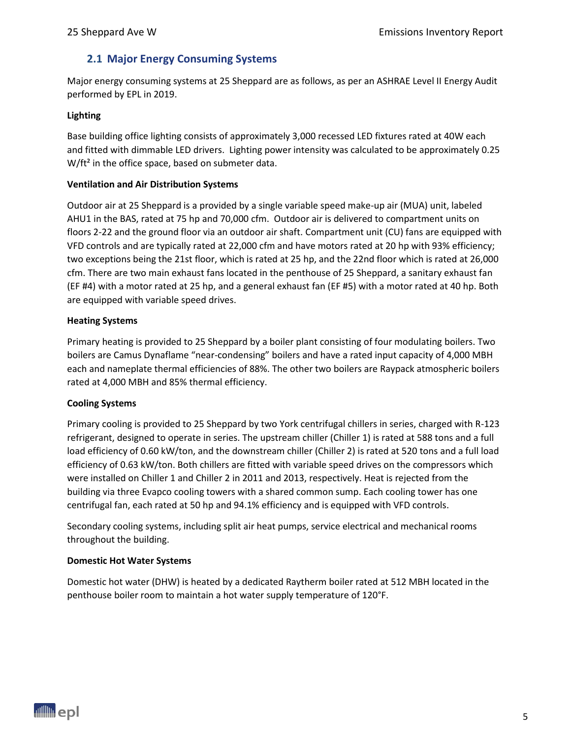## 2.1 Major Energy Consuming Systems

Major energy consuming systems at 25 Sheppard are as follows, as per an ASHRAE Level II Energy Audit performed by EPL in 2019.

**Lighting**

Base building office lighting consists of approximately 3,000 recessed LED fixtures rated at 40W each and fitted with dimmable LED drivers. Lighting power intensity was calculated to be approximately 0.25 W/ft² in the office space, based on submeter data.

**Ventilation and Air Distribution Systems**

Outdoor air at 25 Sheppard is a provided by a single variable speed make-up air (MUA) unit, labeled AHU1 in the BAS, rated at 75 hp and 70,000 cfm. Outdoor air is delivered to compartment units on floors 2-22 and the ground floor via an outdoor air shaft. Compartment unit (CU) fans are equipped with VFD controls and are typically rated at 22,000 cfm and have motors rated at 20 hp with 93% efficiency; two exceptions being the 21st floor, which is rated at 25 hp, and the 22nd floor which is rated at 26,000 cfm. There are two main exhaust fans located in the penthouse of 25 Sheppard, a sanitary exhaust fan (EF #4) with a motor rated at 25 hp, and a general exhaust fan (EF #5) with a motor rated at 40 hp. Both are equipped with variable speed drives.

**Heating Systems**

Primary heating is provided to 25 Sheppard by a boiler plant consisting of four modulating boilers. Two boilers are Camus Dynaflame "near-condensing" boilers and have a rated input capacity of 4,000 MBH each and nameplate thermal efficiencies of 88%. The other two boilers are Raypack atmospheric boilers rated at 4,000 MBH and 85% thermal efficiency.

**Cooling Systems**

Primary cooling is provided to 25 Sheppard by two York centrifugal chillers in series, charged with R-123 refrigerant, designed to operate in series. The upstream chiller (Chiller 1) is rated at 588 tons and a full load efficiency of 0.60 kW/ton, and the downstream chiller (Chiller 2) is rated at 520 tons and a full load efficiency of 0.63 kW/ton. Both chillers are fitted with variable speed drives on the compressors which were installed on Chiller 1 and Chiller 2 in 2011 and 2013, respectively. Heat is rejected from the building via three Evapco cooling towers with a shared common sump. Each cooling tower has one centrifugal fan, each rated at 50 hp and 94.1% efficiency and is equipped with VFD controls.

Secondary cooling systems, including split air heat pumps, service electrical and mechanical rooms throughout the building.

**Domestic Hot Water Systems**

Domestic hot water (DHW) is heated by a dedicated Raytherm boiler rated at 512 MBH located in the penthouse boiler room to maintain a hot water supply temperature of 120°F.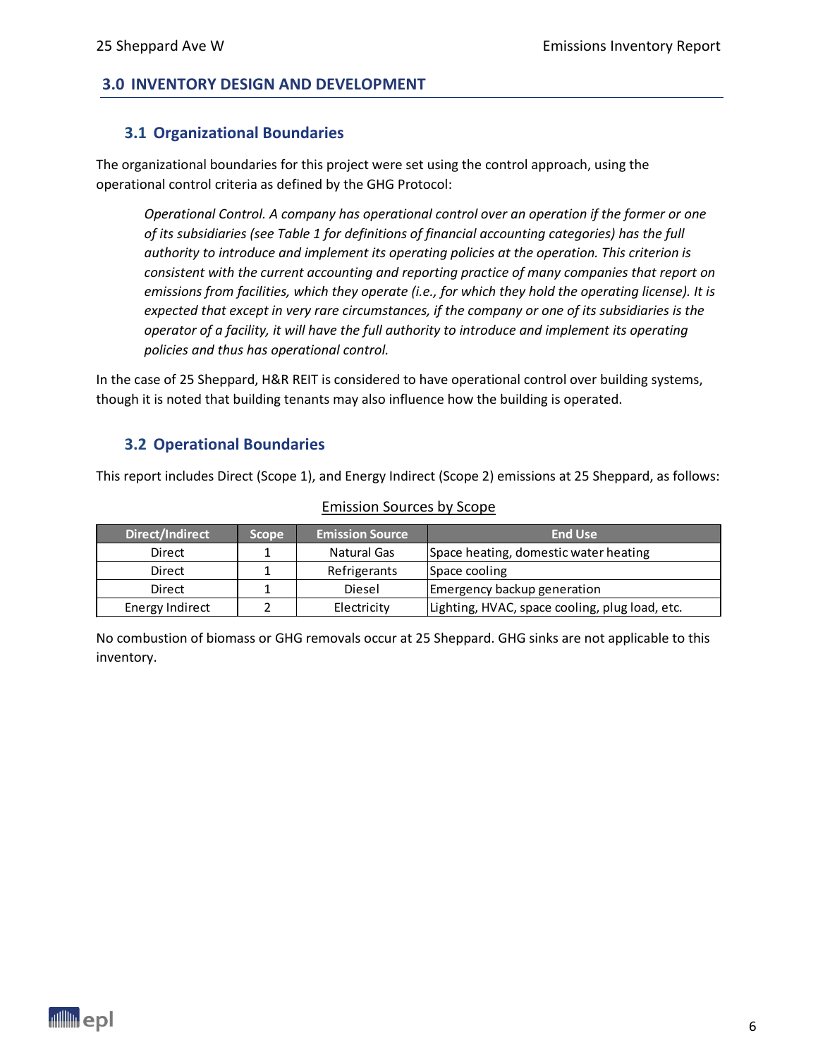## 3.0 INVENTORY DESIGN AND DEVELOPMENT

### 3.1 Organizational Boundaries

The organizational boundaries for this project were set using the control approach, using the operational control criteria as defined by the GHG Protocol:

> *Operational Control. A company has operational control over an operation if the former or one of its subsidiaries (see Table 1 for definitions of financial accounting categories) has the full authority to introduce and implement its operating policies at the operation. This criterion is consistent with the current accounting and reporting practice of many companies that report on emissions from facilities, which they operate (i.e., for which they hold the operating license). It is expected that except in very rare circumstances, if the company or one of its subsidiaries is the operator of a facility, it will have the full authority to introduce and implement its operating policies and thus has operational control.*

In the case of 25 Sheppard, H&R REIT is considered to have operational control over building systems, though it is noted that building tenants may also influence how the building is operated.

### 3.2 Operational Boundaries

This report includes Direct (Scope 1), and Energy Indirect (Scope 2) emissions at 25 Sheppard, as follows:

Emission Sources by Scope

| Direct/Indirect | Scope | Emission Source | End Use |
|---|---|---|---|
| Direct | 1 | Natural Gas | Space heating, domestic water heating |
| Direct | 1 | Refrigerants | Space cooling |
| Direct | 1 | Diesel | Emergency backup generation |
| Energy Indirect | 2 | Electricity | Lighting, HVAC, space cooling, plug load, etc. |

No combustion of biomass or GHG removals occur at 25 Sheppard. GHG sinks are not applicable to this inventory.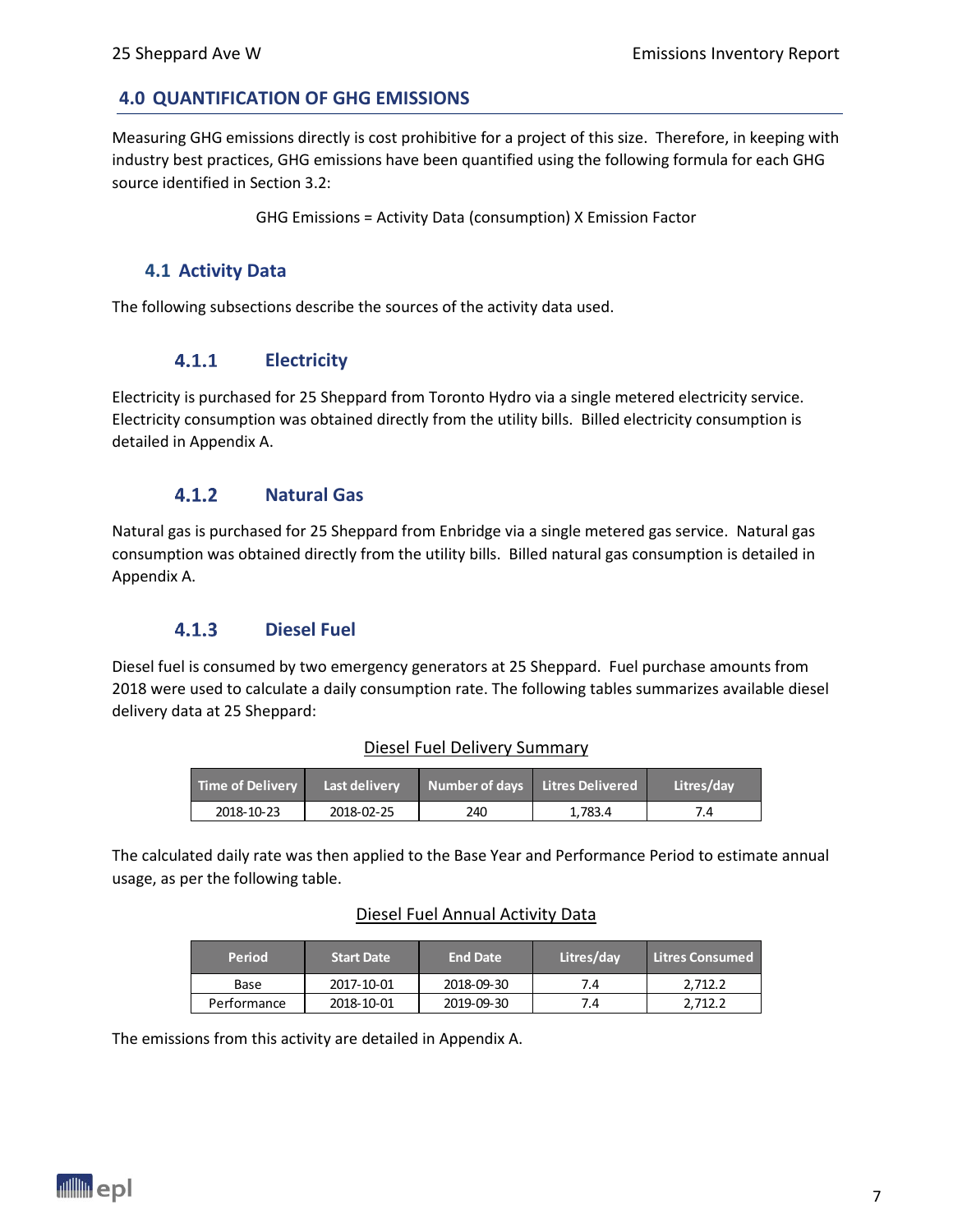## 4.0 QUANTIFICATION OF GHG EMISSIONS

Measuring GHG emissions directly is cost prohibitive for a project of this size. Therefore, in keeping with industry best practices, GHG emissions have been quantified using the following formula for each GHG source identified in Section 3.2:

GHG Emissions = Activity Data (consumption) X Emission Factor

### 4.1 Activity Data

The following subsections describe the sources of the activity data used.

#### 4.1.1 Electricity

Electricity is purchased for 25 Sheppard from Toronto Hydro via a single metered electricity service. Electricity consumption was obtained directly from the utility bills. Billed electricity consumption is detailed in Appendix A.

#### 4.1.2 Natural Gas

Natural gas is purchased for 25 Sheppard from Enbridge via a single metered gas service. Natural gas consumption was obtained directly from the utility bills. Billed natural gas consumption is detailed in Appendix A.

#### 4.1.3 Diesel Fuel

Diesel fuel is consumed by two emergency generators at 25 Sheppard. Fuel purchase amounts from 2018 were used to calculate a daily consumption rate. The following tables summarizes available diesel delivery data at 25 Sheppard:

Diesel Fuel Delivery Summary

| Time of Delivery | Last delivery | Number of days | Litres Delivered | Litres/day |
|---|---|---|---|---|
| 2018-10-23 | 2018-02-25 | 240 | 1,783.4 | 7.4 |

The calculated daily rate was then applied to the Base Year and Performance Period to estimate annual usage, as per the following table.

Diesel Fuel Annual Activity Data

| Period | Start Date | End Date | Litres/day | Litres Consumed |
|---|---|---|---|---|
| Base | 2017-10-01 | 2018-09-30 | 7.4 | 2,712.2 |
| Performance | 2018-10-01 | 2019-09-30 | 7.4 | 2,712.2 |

The emissions from this activity are detailed in Appendix A.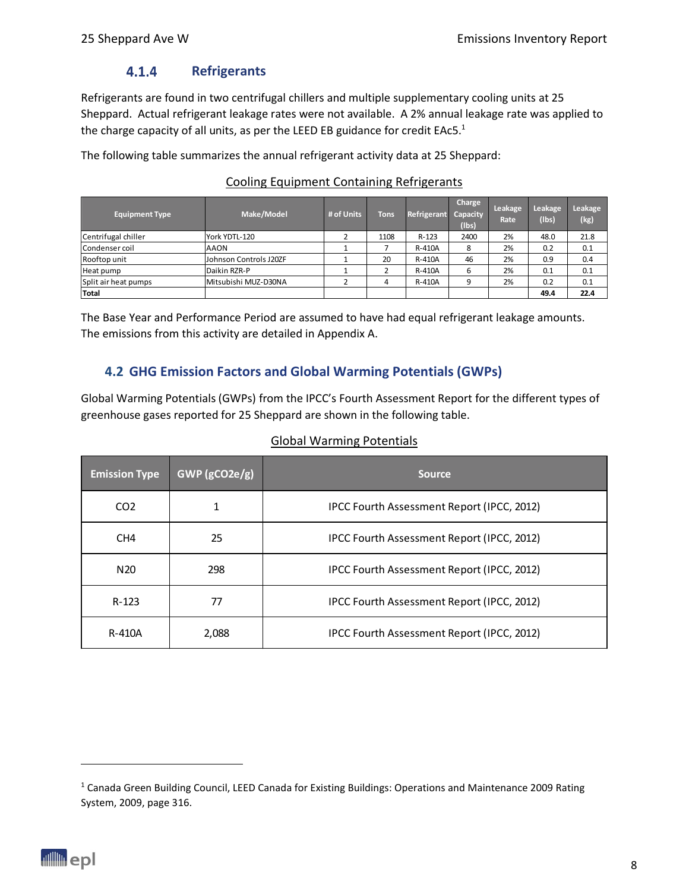### 4.1.4 Refrigerants

Refrigerants are found in two centrifugal chillers and multiple supplementary cooling units at 25 Sheppard. Actual refrigerant leakage rates were not available. A 2% annual leakage rate was applied to the charge capacity of all units, as per the LEED EB guidance for credit EAc5.[1]

The following table summarizes the annual refrigerant activity data at 25 Sheppard:

Cooling Equipment Containing Refrigerants

| Equipment Type | Make/Model | # of Units | Tons | Refrigerant | Charge Capacity (lbs) | Leakage Rate | Leakage (lbs) | Leakage (kg) |
|---|---|---|---|---|---|---|---|---|
| Centrifugal chiller | York YDTL-120 | 2 | 1108 | R-123 | 2400 | 2% | 48.0 | 21.8 |
| Condenser coil | AAON | 1 | 7 | R-410A | 8 | 2% | 0.2 | 0.1 |
| Rooftop unit | Johnson Controls J20ZF | 1 | 20 | R-410A | 46 | 2% | 0.9 | 0.4 |
| Heat pump | Daikin RZR-P | 1 | 2 | R-410A | 6 | 2% | 0.1 | 0.1 |
| Split air heat pumps | Mitsubishi MUZ-D30NA | 2 | 4 | R-410A | 9 | 2% | 0.2 | 0.1 |
| **Total** | | | | | | | **49.4** | **22.4** |

The Base Year and Performance Period are assumed to have had equal refrigerant leakage amounts. The emissions from this activity are detailed in Appendix A.

## 4.2 GHG Emission Factors and Global Warming Potentials (GWPs)

Global Warming Potentials (GWPs) from the IPCC's Fourth Assessment Report for the different types of greenhouse gases reported for 25 Sheppard are shown in the following table.

Global Warming Potentials

| Emission Type | GWP (gCO2e/g) | Source |
|---|---|---|
| CO2 | 1 | IPCC Fourth Assessment Report (IPCC, 2012) |
| CH4 | 25 | IPCC Fourth Assessment Report (IPCC, 2012) |
| N20 | 298 | IPCC Fourth Assessment Report (IPCC, 2012) |
| R-123 | 77 | IPCC Fourth Assessment Report (IPCC, 2012) |
| R-410A | 2,088 | IPCC Fourth Assessment Report (IPCC, 2012) |

[1] Canada Green Building Council, LEED Canada for Existing Buildings: Operations and Maintenance 2009 Rating System, 2009, page 316.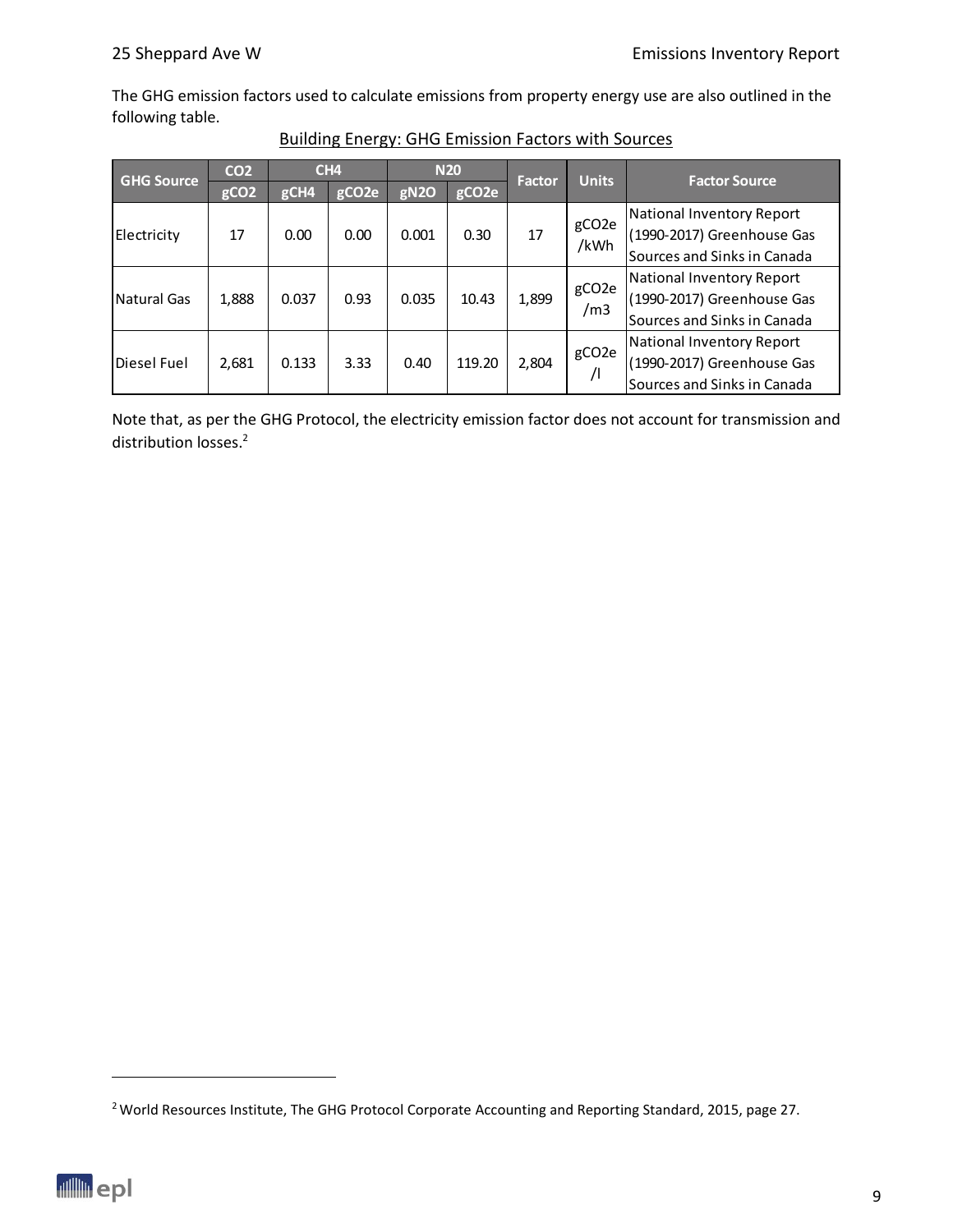The GHG emission factors used to calculate emissions from property energy use are also outlined in the following table.

Building Energy: GHG Emission Factors with Sources

| GHG Source | CO2 | CH4 | | N20 | | Factor | Units | Factor Source |
|---|---|---|---|---|---|---|---|---|
| | gCO2 | gCH4 | gCO2e | gN2O | gCO2e | | | |
| Electricity | 17 | 0.00 | 0.00 | 0.001 | 0.30 | 17 | gCO2e /kWh | National Inventory Report (1990-2017) Greenhouse Gas Sources and Sinks in Canada |
| Natural Gas | 1,888 | 0.037 | 0.93 | 0.035 | 10.43 | 1,899 | gCO2e /m3 | National Inventory Report (1990-2017) Greenhouse Gas Sources and Sinks in Canada |
| Diesel Fuel | 2,681 | 0.133 | 3.33 | 0.40 | 119.20 | 2,804 | gCO2e /l | National Inventory Report (1990-2017) Greenhouse Gas Sources and Sinks in Canada |

Note that, as per the GHG Protocol, the electricity emission factor does not account for transmission and distribution losses.[2]

[2] World Resources Institute, The GHG Protocol Corporate Accounting and Reporting Standard, 2015, page 27.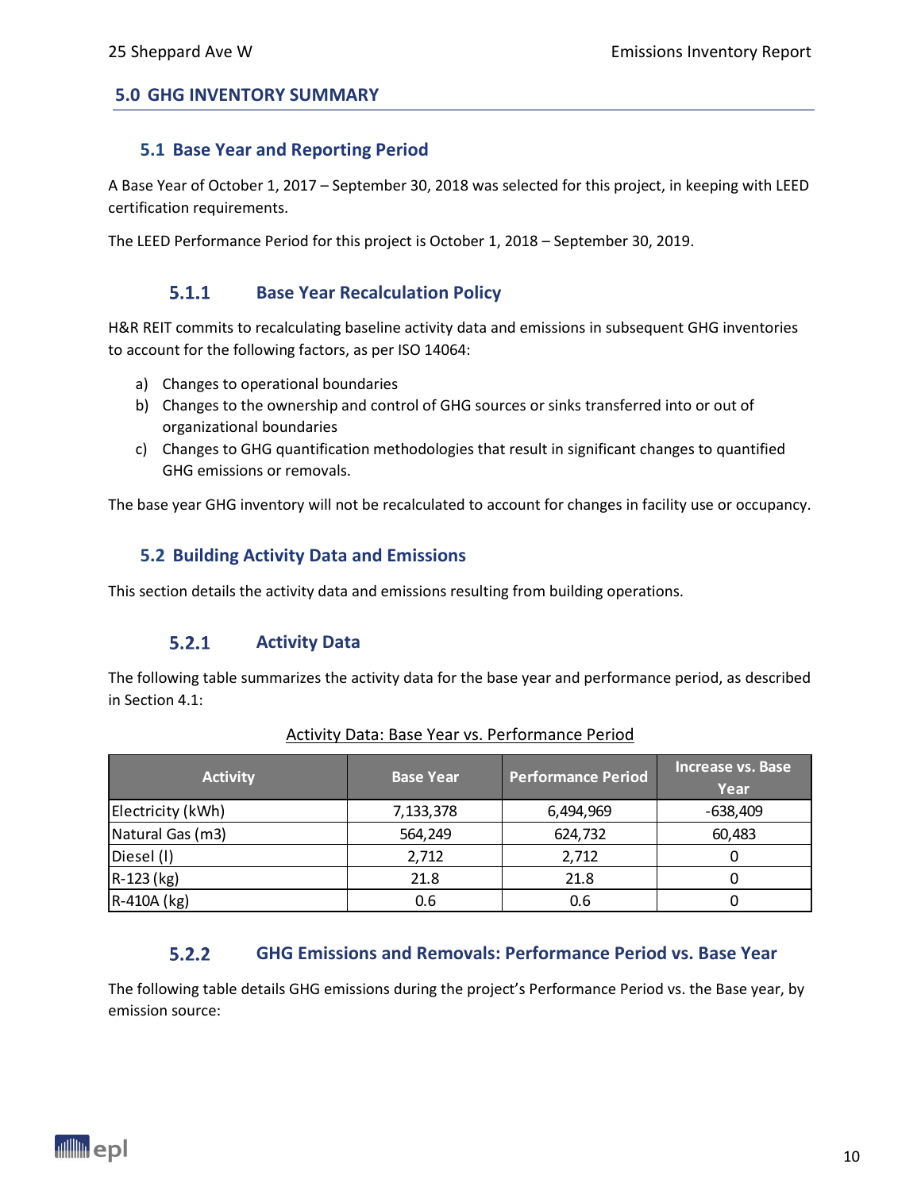## 5.0 GHG INVENTORY SUMMARY

### 5.1 Base Year and Reporting Period

A Base Year of October 1, 2017 – September 30, 2018 was selected for this project, in keeping with LEED certification requirements.

The LEED Performance Period for this project is October 1, 2018 – September 30, 2019.

#### 5.1.1 Base Year Recalculation Policy

H&R REIT commits to recalculating baseline activity data and emissions in subsequent GHG inventories to account for the following factors, as per ISO 14064:

a) Changes to operational boundaries
b) Changes to the ownership and control of GHG sources or sinks transferred into or out of organizational boundaries
c) Changes to GHG quantification methodologies that result in significant changes to quantified GHG emissions or removals.

The base year GHG inventory will not be recalculated to account for changes in facility use or occupancy.

### 5.2 Building Activity Data and Emissions

This section details the activity data and emissions resulting from building operations.

#### 5.2.1 Activity Data

The following table summarizes the activity data for the base year and performance period, as described in Section 4.1:

Activity Data: Base Year vs. Performance Period

| Activity | Base Year | Performance Period | Increase vs. Base Year |
|---|---|---|---|
| Electricity (kWh) | 7,133,378 | 6,494,969 | -638,409 |
| Natural Gas (m3) | 564,249 | 624,732 | 60,483 |
| Diesel (l) | 2,712 | 2,712 | 0 |
| R-123 (kg) | 21.8 | 21.8 | 0 |
| R-410A (kg) | 0.6 | 0.6 | 0 |

#### 5.2.2 GHG Emissions and Removals: Performance Period vs. Base Year

The following table details GHG emissions during the project's Performance Period vs. the Base year, by emission source: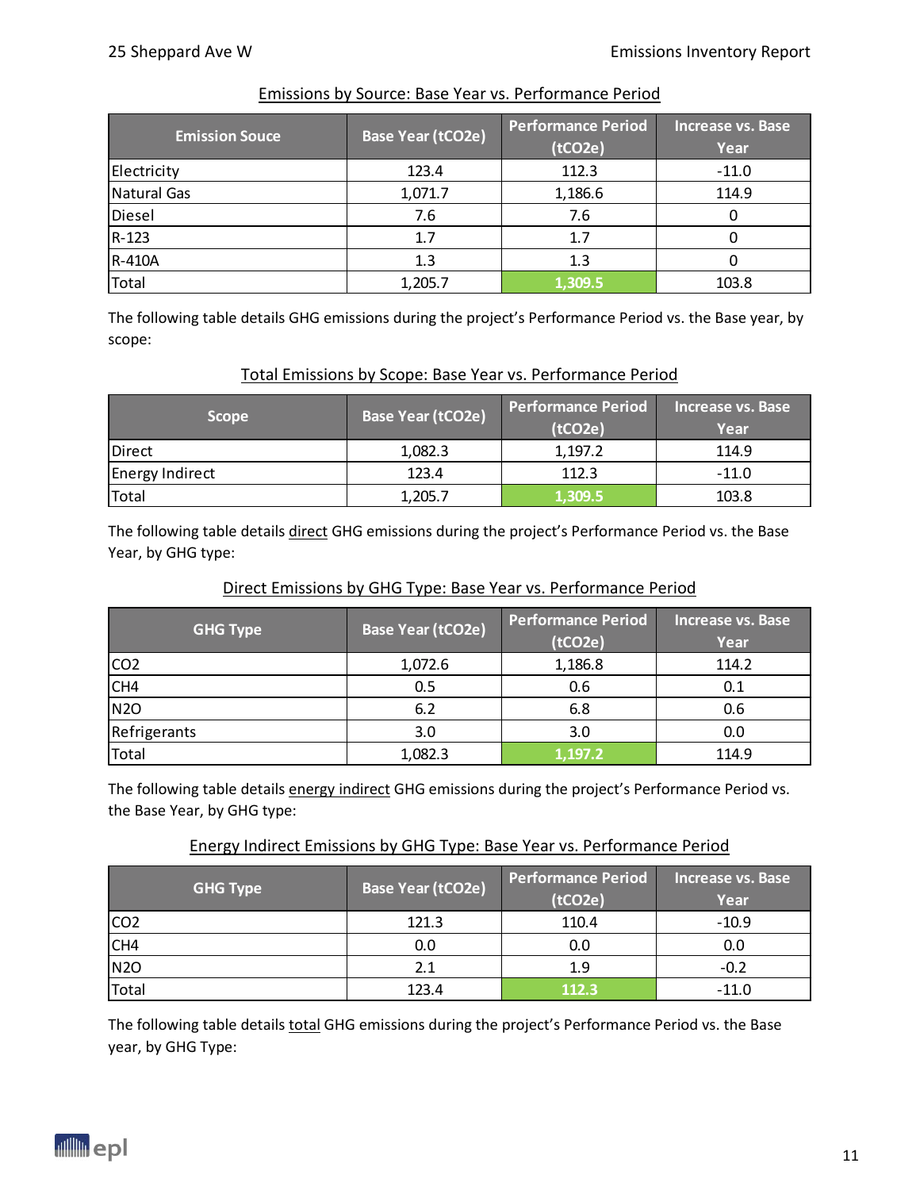Emissions by Source: Base Year vs. Performance Period

| Emission Souce | Base Year ($tCO_2e$) | Performance Period ($tCO_2e$) | Increase vs. Base Year |
|---|---|---|---|
| Electricity | 123.4 | 112.3 | -11.0 |
| Natural Gas | 1,071.7 | 1,186.6 | 114.9 |
| Diesel | 7.6 | 7.6 | 0 |
| R-123 | 1.7 | 1.7 | 0 |
| R-410A | 1.3 | 1.3 | 0 |
| Total | 1,205.7 | 1,309.5 | 103.8 |

The following table details GHG emissions during the project's Performance Period vs. the Base year, by scope:

Total Emissions by Scope: Base Year vs. Performance Period

| Scope | Base Year ($tCO_2e$) | Performance Period ($tCO_2e$) | Increase vs. Base Year |
|---|---|---|---|
| Direct | 1,082.3 | 1,197.2 | 114.9 |
| Energy Indirect | 123.4 | 112.3 | -11.0 |
| Total | 1,205.7 | 1,309.5 | 103.8 |

The following table details direct GHG emissions during the project's Performance Period vs. the Base Year, by GHG type:

Direct Emissions by GHG Type: Base Year vs. Performance Period

| GHG Type | Base Year ($tCO_2e$) | Performance Period ($tCO_2e$) | Increase vs. Base Year |
|---|---|---|---|
| $CO_2$ | 1,072.6 | 1,186.8 | 114.2 |
| $CH_4$ | 0.5 | 0.6 | 0.1 |
| $N_2O$ | 6.2 | 6.8 | 0.6 |
| Refrigerants | 3.0 | 3.0 | 0.0 |
| Total | 1,082.3 | 1,197.2 | 114.9 |

The following table details energy indirect GHG emissions during the project's Performance Period vs. the Base Year, by GHG type:

Energy Indirect Emissions by GHG Type: Base Year vs. Performance Period

| GHG Type | Base Year ($tCO_2e$) | Performance Period ($tCO_2e$) | Increase vs. Base Year |
|---|---|---|---|
| $CO_2$ | 121.3 | 110.4 | -10.9 |
| $CH_4$ | 0.0 | 0.0 | 0.0 |
| $N_2O$ | 2.1 | 1.9 | -0.2 |
| Total | 123.4 | 112.3 | -11.0 |

The following table details total GHG emissions during the project's Performance Period vs. the Base year, by GHG Type: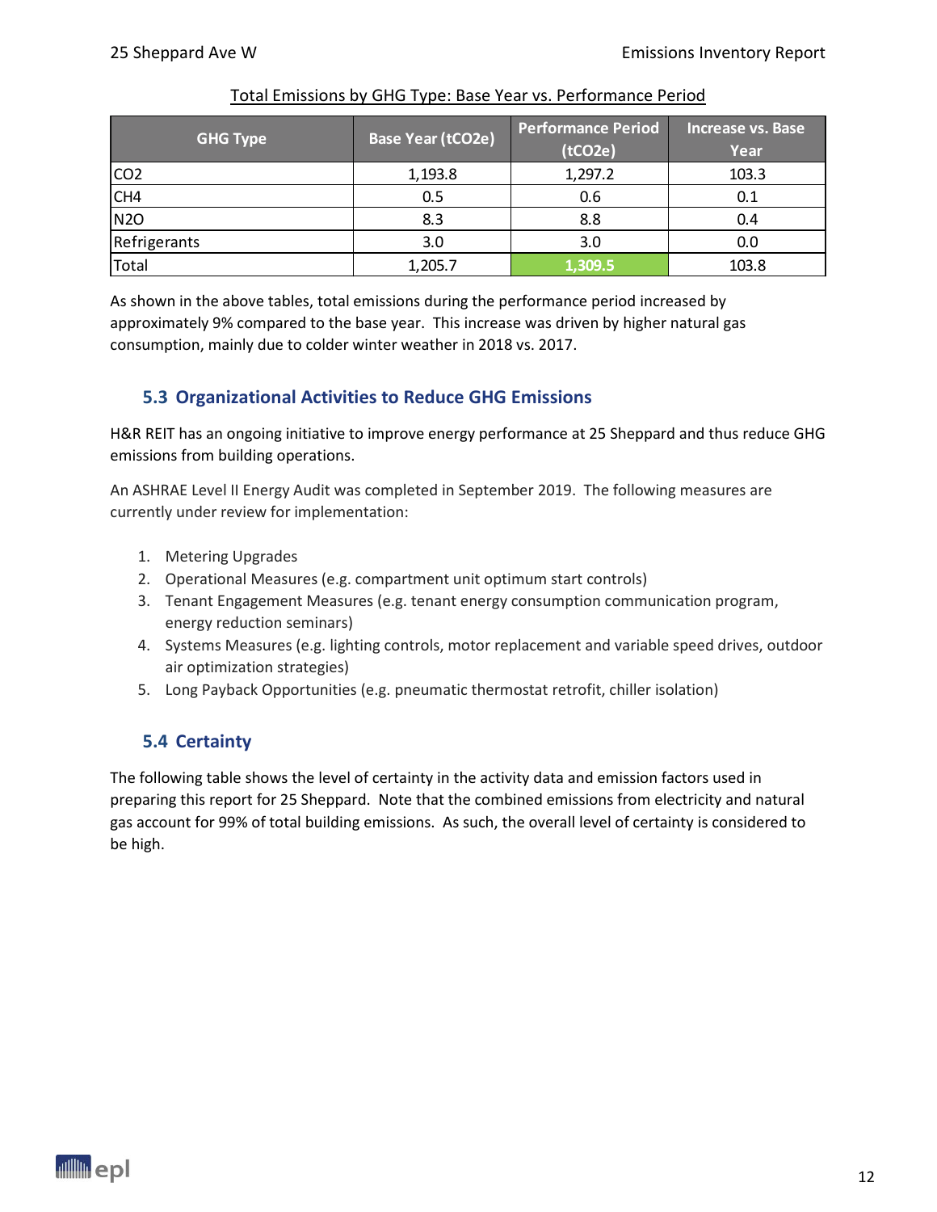Total Emissions by GHG Type: Base Year vs. Performance Period

| GHG Type | Base Year (tCO2e) | Performance Period (tCO2e) | Increase vs. Base Year |
|---|---|---|---|
| $CO_2$ | 1,193.8 | 1,297.2 | 103.3 |
| $CH_4$ | 0.5 | 0.6 | 0.1 |
| $N_2O$ | 8.3 | 8.8 | 0.4 |
| Refrigerants | 3.0 | 3.0 | 0.0 |
| Total | 1,205.7 | 1,309.5 | 103.8 |

As shown in the above tables, total emissions during the performance period increased by approximately 9% compared to the base year. This increase was driven by higher natural gas consumption, mainly due to colder winter weather in 2018 vs. 2017.

## 5.3 Organizational Activities to Reduce GHG Emissions

H&R REIT has an ongoing initiative to improve energy performance at 25 Sheppard and thus reduce GHG emissions from building operations.

An ASHRAE Level II Energy Audit was completed in September 2019. The following measures are currently under review for implementation:

1. Metering Upgrades
2. Operational Measures (e.g. compartment unit optimum start controls)
3. Tenant Engagement Measures (e.g. tenant energy consumption communication program, energy reduction seminars)
4. Systems Measures (e.g. lighting controls, motor replacement and variable speed drives, outdoor air optimization strategies)
5. Long Payback Opportunities (e.g. pneumatic thermostat retrofit, chiller isolation)

## 5.4 Certainty

The following table shows the level of certainty in the activity data and emission factors used in preparing this report for 25 Sheppard. Note that the combined emissions from electricity and natural gas account for 99% of total building emissions. As such, the overall level of certainty is considered to be high.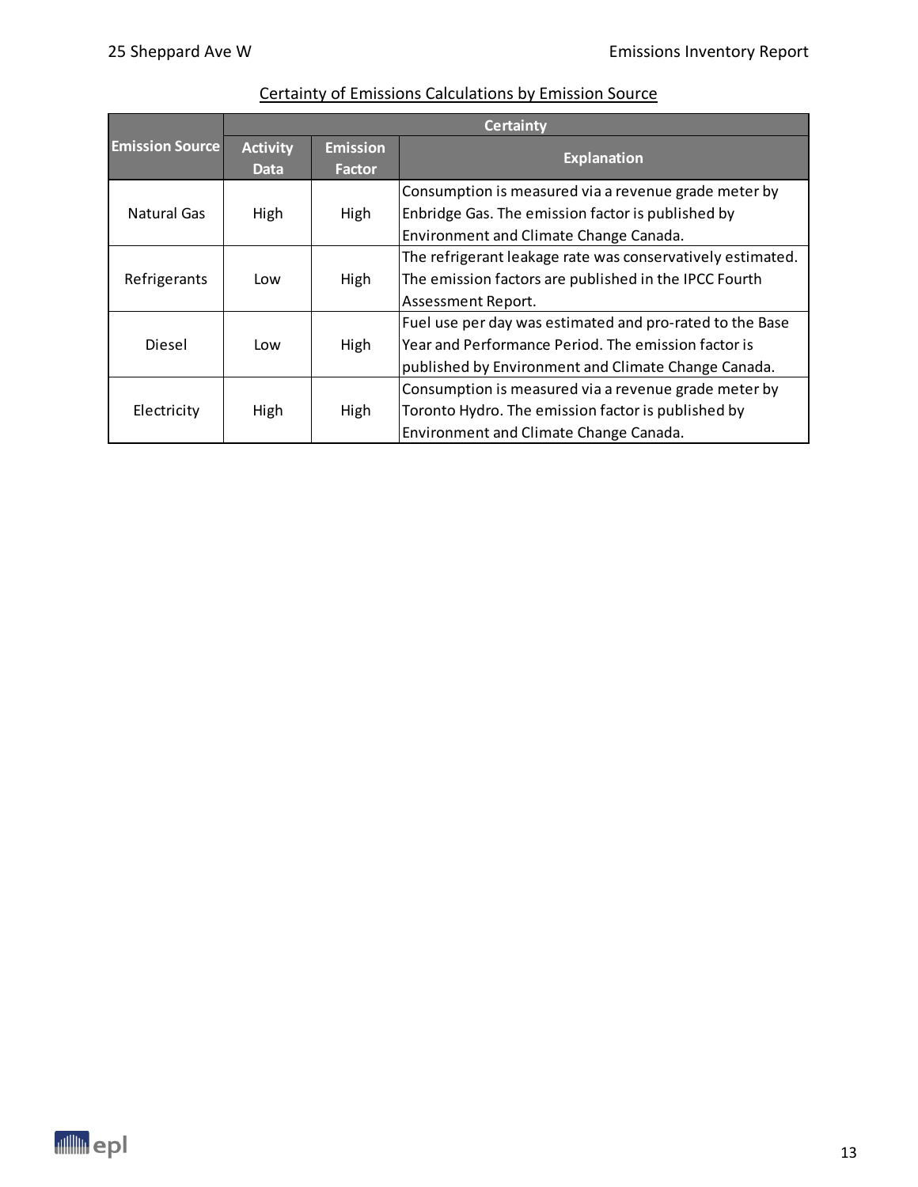Certainty of Emissions Calculations by Emission Source

| Emission Source | Certainty | | |
|---|---|---|---|
| | Activity Data | Emission Factor | Explanation |
| Natural Gas | High | High | Consumption is measured via a revenue grade meter by Enbridge Gas. The emission factor is published by Environment and Climate Change Canada. |
| Refrigerants | Low | High | The refrigerant leakage rate was conservatively estimated. The emission factors are published in the IPCC Fourth Assessment Report. |
| Diesel | Low | High | Fuel use per day was estimated and pro-rated to the Base Year and Performance Period. The emission factor is published by Environment and Climate Change Canada. |
| Electricity | High | High | Consumption is measured via a revenue grade meter by Toronto Hydro. The emission factor is published by Environment and Climate Change Canada. |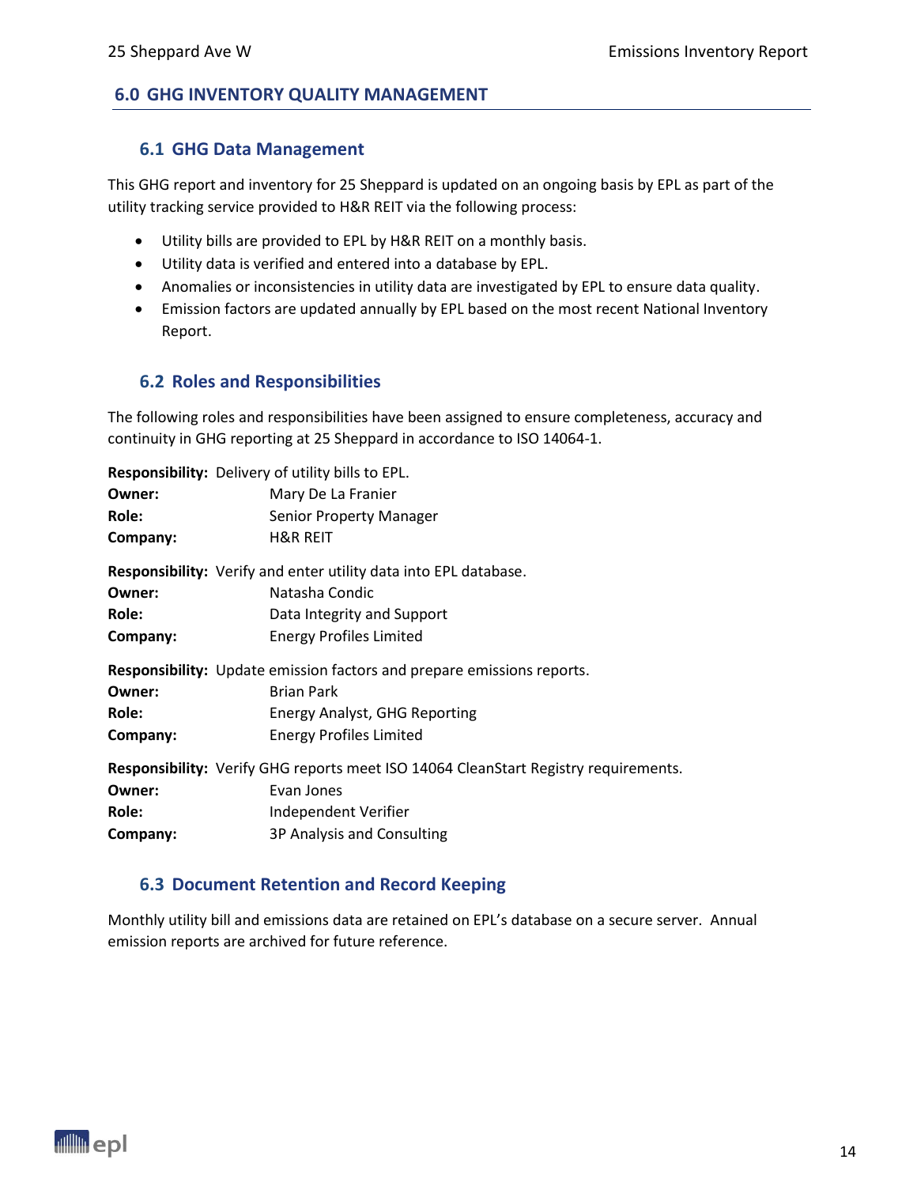## 6.0 GHG INVENTORY QUALITY MANAGEMENT

### 6.1 GHG Data Management

This GHG report and inventory for 25 Sheppard is updated on an ongoing basis by EPL as part of the utility tracking service provided to H&R REIT via the following process:

- Utility bills are provided to EPL by H&R REIT on a monthly basis.
- Utility data is verified and entered into a database by EPL.
- Anomalies or inconsistencies in utility data are investigated by EPL to ensure data quality.
- Emission factors are updated annually by EPL based on the most recent National Inventory Report.

### 6.2 Roles and Responsibilities

The following roles and responsibilities have been assigned to ensure completeness, accuracy and continuity in GHG reporting at 25 Sheppard in accordance to ISO 14064-1.

**Responsibility:** Delivery of utility bills to EPL.
**Owner:** Mary De La Franier
**Role:** Senior Property Manager
**Company:** H&R REIT

**Responsibility:** Verify and enter utility data into EPL database.
**Owner:** Natasha Condic
**Role:** Data Integrity and Support
**Company:** Energy Profiles Limited

**Responsibility:** Update emission factors and prepare emissions reports.
**Owner:** Brian Park
**Role:** Energy Analyst, GHG Reporting
**Company:** Energy Profiles Limited

**Responsibility:** Verify GHG reports meet ISO 14064 CleanStart Registry requirements.
**Owner:** Evan Jones
**Role:** Independent Verifier
**Company:** 3P Analysis and Consulting

### 6.3 Document Retention and Record Keeping

Monthly utility bill and emissions data are retained on EPL's database on a secure server. Annual emission reports are archived for future reference.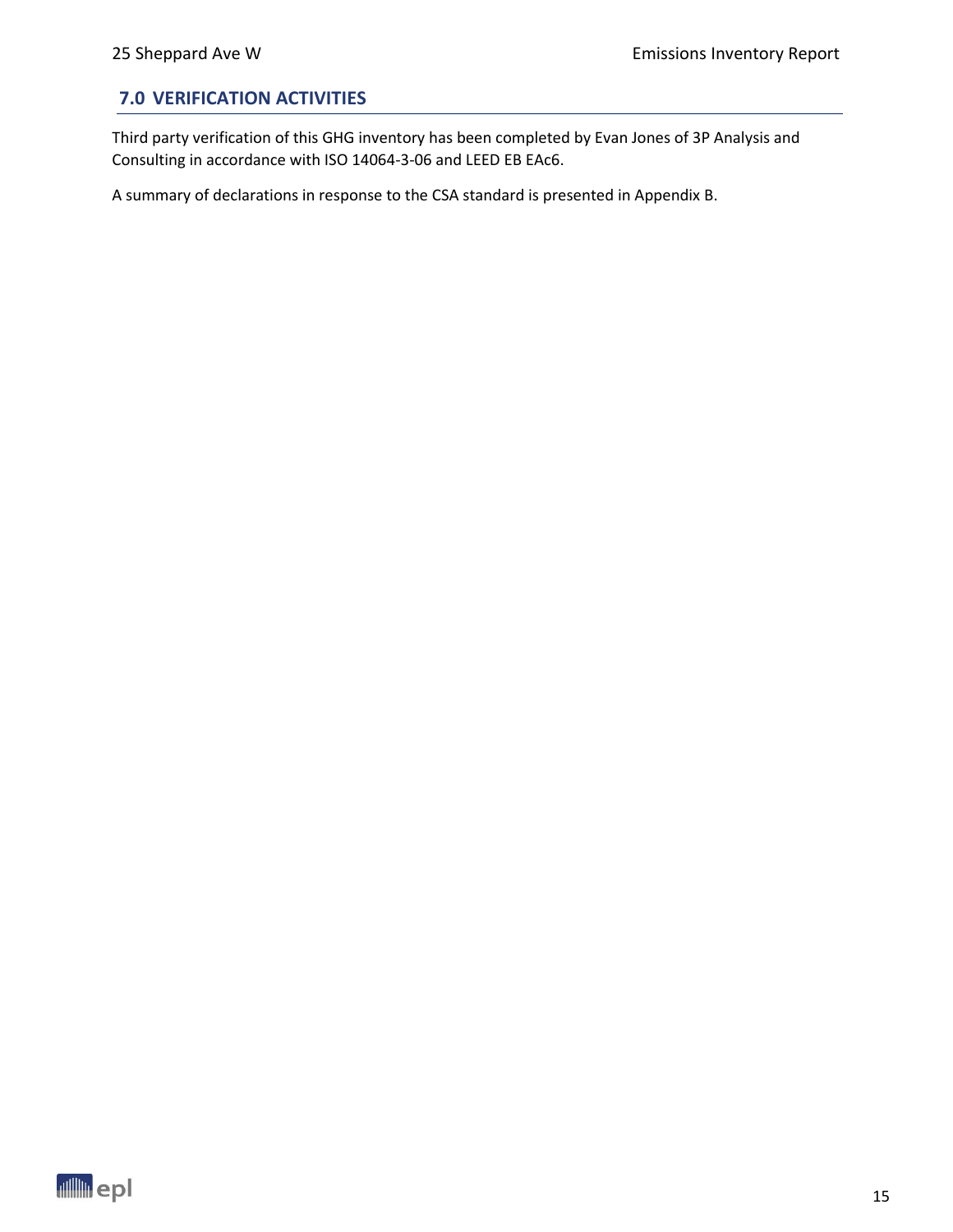## 7.0 VERIFICATION ACTIVITIES

Third party verification of this GHG inventory has been completed by Evan Jones of 3P Analysis and Consulting in accordance with ISO 14064-3-06 and LEED EB EAc6.

A summary of declarations in response to the CSA standard is presented in Appendix B.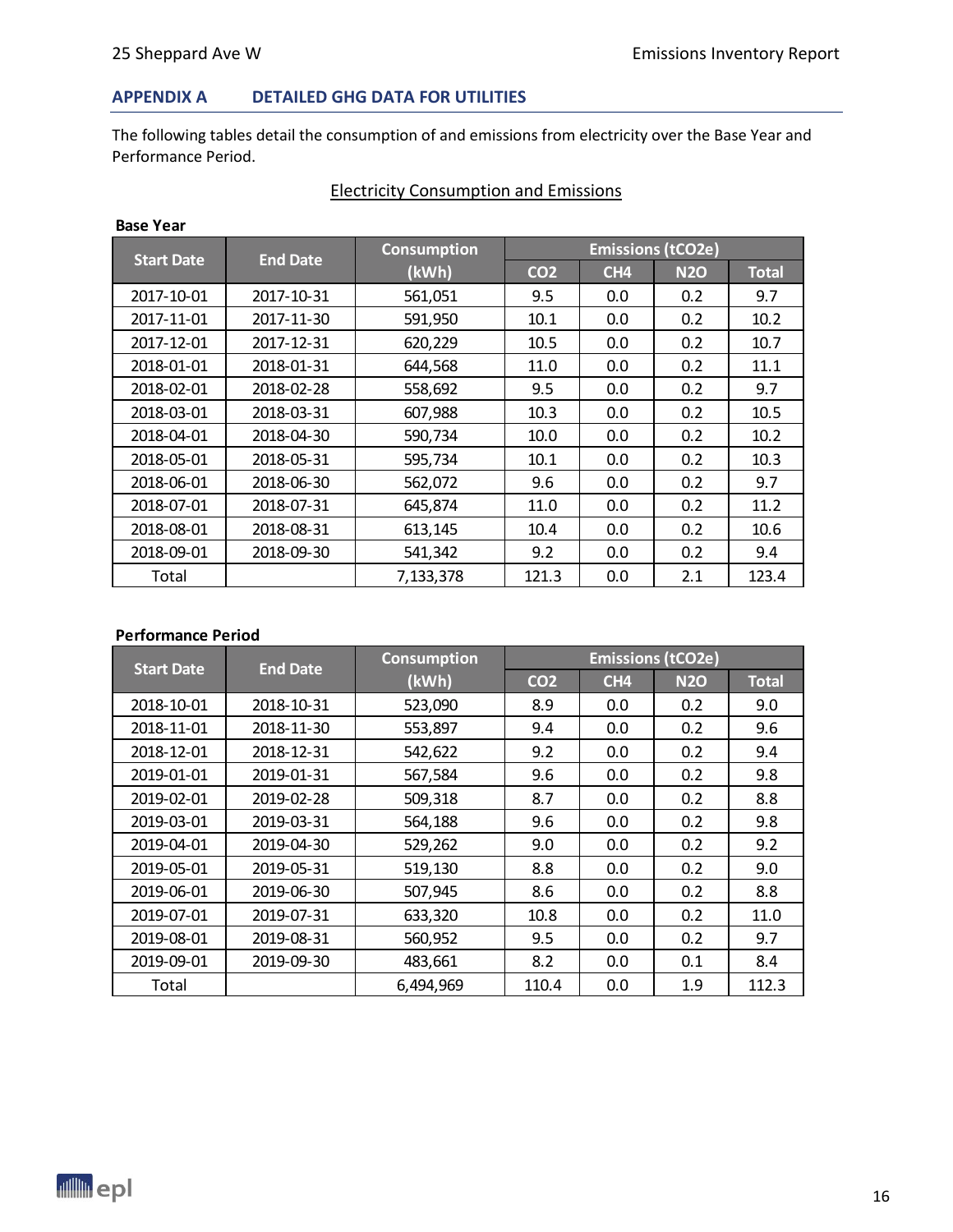## APPENDIX A DETAILED GHG DATA FOR UTILITIES

The following tables detail the consumption of and emissions from electricity over the Base Year and Performance Period.

<u>Electricity Consumption and Emissions</u>

**Base Year**

| Start Date | End Date | Consumption (kWh) | Emissions (tCO2e) | | | |
|---|---|---|---|---|---|---|
| | | | CO2 | CH4 | N2O | Total |
| 2017-10-01 | 2017-10-31 | 561,051 | 9.5 | 0.0 | 0.2 | 9.7 |
| 2017-11-01 | 2017-11-30 | 591,950 | 10.1 | 0.0 | 0.2 | 10.2 |
| 2017-12-01 | 2017-12-31 | 620,229 | 10.5 | 0.0 | 0.2 | 10.7 |
| 2018-01-01 | 2018-01-31 | 644,568 | 11.0 | 0.0 | 0.2 | 11.1 |
| 2018-02-01 | 2018-02-28 | 558,692 | 9.5 | 0.0 | 0.2 | 9.7 |
| 2018-03-01 | 2018-03-31 | 607,988 | 10.3 | 0.0 | 0.2 | 10.5 |
| 2018-04-01 | 2018-04-30 | 590,734 | 10.0 | 0.0 | 0.2 | 10.2 |
| 2018-05-01 | 2018-05-31 | 595,734 | 10.1 | 0.0 | 0.2 | 10.3 |
| 2018-06-01 | 2018-06-30 | 562,072 | 9.6 | 0.0 | 0.2 | 9.7 |
| 2018-07-01 | 2018-07-31 | 645,874 | 11.0 | 0.0 | 0.2 | 11.2 |
| 2018-08-01 | 2018-08-31 | 613,145 | 10.4 | 0.0 | 0.2 | 10.6 |
| 2018-09-01 | 2018-09-30 | 541,342 | 9.2 | 0.0 | 0.2 | 9.4 |
| Total | | 7,133,378 | 121.3 | 0.0 | 2.1 | 123.4 |

**Performance Period**

| Start Date | End Date | Consumption (kWh) | Emissions (tCO2e) | | | |
|---|---|---|---|---|---|---|
| | | | CO2 | CH4 | N2O | Total |
| 2018-10-01 | 2018-10-31 | 523,090 | 8.9 | 0.0 | 0.2 | 9.0 |
| 2018-11-01 | 2018-11-30 | 553,897 | 9.4 | 0.0 | 0.2 | 9.6 |
| 2018-12-01 | 2018-12-31 | 542,622 | 9.2 | 0.0 | 0.2 | 9.4 |
| 2019-01-01 | 2019-01-31 | 567,584 | 9.6 | 0.0 | 0.2 | 9.8 |
| 2019-02-01 | 2019-02-28 | 509,318 | 8.7 | 0.0 | 0.2 | 8.8 |
| 2019-03-01 | 2019-03-31 | 564,188 | 9.6 | 0.0 | 0.2 | 9.8 |
| 2019-04-01 | 2019-04-30 | 529,262 | 9.0 | 0.0 | 0.2 | 9.2 |
| 2019-05-01 | 2019-05-31 | 519,130 | 8.8 | 0.0 | 0.2 | 9.0 |
| 2019-06-01 | 2019-06-30 | 507,945 | 8.6 | 0.0 | 0.2 | 8.8 |
| 2019-07-01 | 2019-07-31 | 633,320 | 10.8 | 0.0 | 0.2 | 11.0 |
| 2019-08-01 | 2019-08-31 | 560,952 | 9.5 | 0.0 | 0.2 | 9.7 |
| 2019-09-01 | 2019-09-30 | 483,661 | 8.2 | 0.0 | 0.1 | 8.4 |
| Total | | 6,494,969 | 110.4 | 0.0 | 1.9 | 112.3 |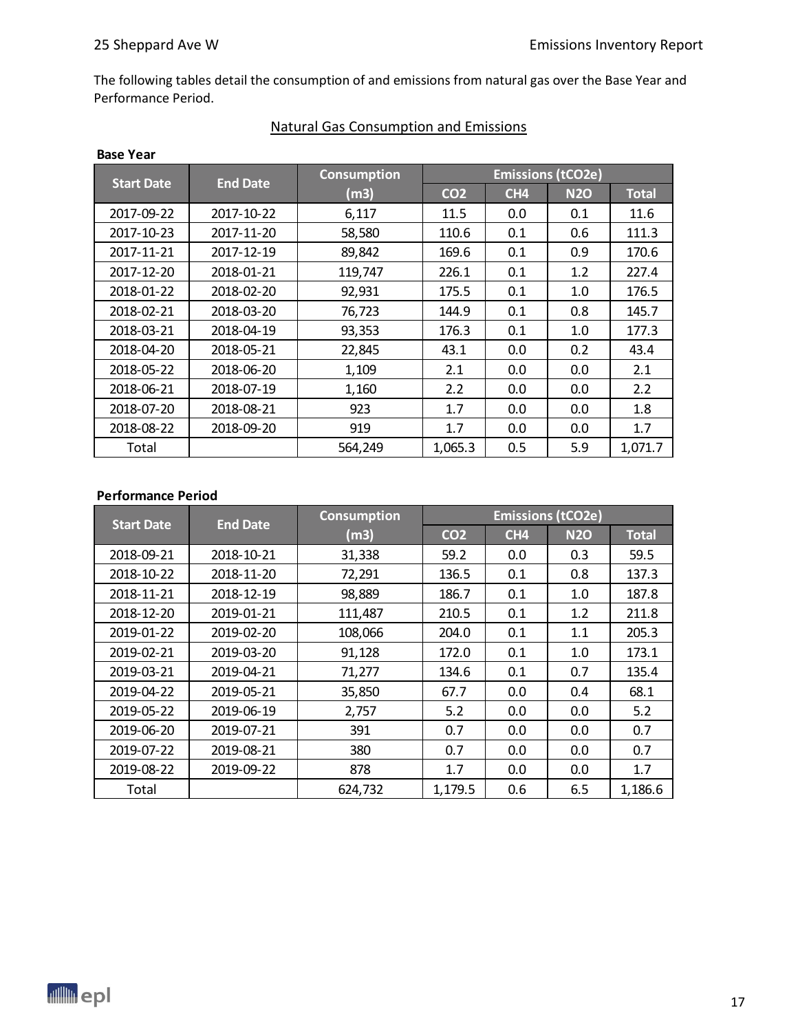The following tables detail the consumption of and emissions from natural gas over the Base Year and Performance Period.

<u>Natural Gas Consumption and Emissions</u>

**Base Year**

| Start Date | End Date | Consumption (m3) | Emissions (tCO2e) | | | |
|---|---|---|---|---|---|---|
| | | | $CO_2$ | $CH_4$ | $N_2O$ | Total |
| 2017-09-22 | 2017-10-22 | 6,117 | 11.5 | 0.0 | 0.1 | 11.6 |
| 2017-10-23 | 2017-11-20 | 58,580 | 110.6 | 0.1 | 0.6 | 111.3 |
| 2017-11-21 | 2017-12-19 | 89,842 | 169.6 | 0.1 | 0.9 | 170.6 |
| 2017-12-20 | 2018-01-21 | 119,747 | 226.1 | 0.1 | 1.2 | 227.4 |
| 2018-01-22 | 2018-02-20 | 92,931 | 175.5 | 0.1 | 1.0 | 176.5 |
| 2018-02-21 | 2018-03-20 | 76,723 | 144.9 | 0.1 | 0.8 | 145.7 |
| 2018-03-21 | 2018-04-19 | 93,353 | 176.3 | 0.1 | 1.0 | 177.3 |
| 2018-04-20 | 2018-05-21 | 22,845 | 43.1 | 0.0 | 0.2 | 43.4 |
| 2018-05-22 | 2018-06-20 | 1,109 | 2.1 | 0.0 | 0.0 | 2.1 |
| 2018-06-21 | 2018-07-19 | 1,160 | 2.2 | 0.0 | 0.0 | 2.2 |
| 2018-07-20 | 2018-08-21 | 923 | 1.7 | 0.0 | 0.0 | 1.8 |
| 2018-08-22 | 2018-09-20 | 919 | 1.7 | 0.0 | 0.0 | 1.7 |
| Total | | 564,249 | 1,065.3 | 0.5 | 5.9 | 1,071.7 |

**Performance Period**

| Start Date | End Date | Consumption (m3) | Emissions (tCO2e) | | | |
|---|---|---|---|---|---|---|
| | | | $CO_2$ | $CH_4$ | $N_2O$ | Total |
| 2018-09-21 | 2018-10-21 | 31,338 | 59.2 | 0.0 | 0.3 | 59.5 |
| 2018-10-22 | 2018-11-20 | 72,291 | 136.5 | 0.1 | 0.8 | 137.3 |
| 2018-11-21 | 2018-12-19 | 98,889 | 186.7 | 0.1 | 1.0 | 187.8 |
| 2018-12-20 | 2019-01-21 | 111,487 | 210.5 | 0.1 | 1.2 | 211.8 |
| 2019-01-22 | 2019-02-20 | 108,066 | 204.0 | 0.1 | 1.1 | 205.3 |
| 2019-02-21 | 2019-03-20 | 91,128 | 172.0 | 0.1 | 1.0 | 173.1 |
| 2019-03-21 | 2019-04-21 | 71,277 | 134.6 | 0.1 | 0.7 | 135.4 |
| 2019-04-22 | 2019-05-21 | 35,850 | 67.7 | 0.0 | 0.4 | 68.1 |
| 2019-05-22 | 2019-06-19 | 2,757 | 5.2 | 0.0 | 0.0 | 5.2 |
| 2019-06-20 | 2019-07-21 | 391 | 0.7 | 0.0 | 0.0 | 0.7 |
| 2019-07-22 | 2019-08-21 | 380 | 0.7 | 0.0 | 0.0 | 0.7 |
| 2019-08-22 | 2019-09-22 | 878 | 1.7 | 0.0 | 0.0 | 1.7 |
| Total | | 624,732 | 1,179.5 | 0.6 | 6.5 | 1,186.6 |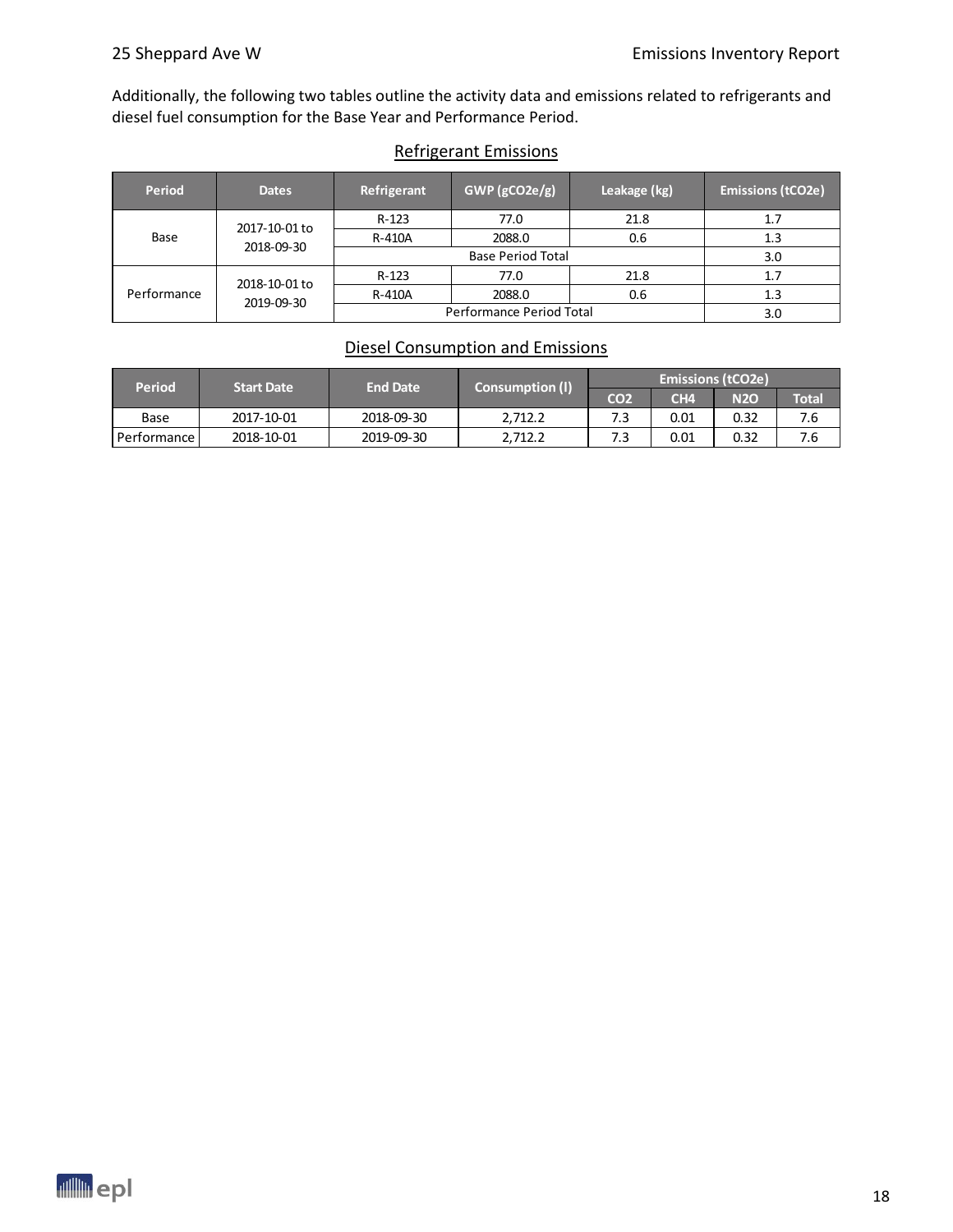Additionally, the following two tables outline the activity data and emissions related to refrigerants and diesel fuel consumption for the Base Year and Performance Period.

## Refrigerant Emissions

| Period | Dates | Refrigerant | GWP (gCO2e/g) | Leakage (kg) | Emissions (tCO2e) |
|---|---|---|---|---|---|
| Base | 2017-10-01 to 2018-09-30 | R-123 | 77.0 | 21.8 | 1.7 |
| | | R-410A | 2088.0 | 0.6 | 1.3 |
| | | Base Period Total | | | 3.0 |
| Performance | 2018-10-01 to 2019-09-30 | R-123 | 77.0 | 21.8 | 1.7 |
| | | R-410A | 2088.0 | 0.6 | 1.3 |
| | | Performance Period Total | | | 3.0 |

## Diesel Consumption and Emissions

| Period | Start Date | End Date | Consumption (l) | Emissions (tCO2e) | | | |
|---|---|---|---|---|---|---|---|
| | | | | CO2 | CH4 | N2O | Total |
| Base | 2017-10-01 | 2018-09-30 | 2,712.2 | 7.3 | 0.01 | 0.32 | 7.6 |
| Performance | 2018-10-01 | 2019-09-30 | 2,712.2 | 7.3 | 0.01 | 0.32 | 7.6 |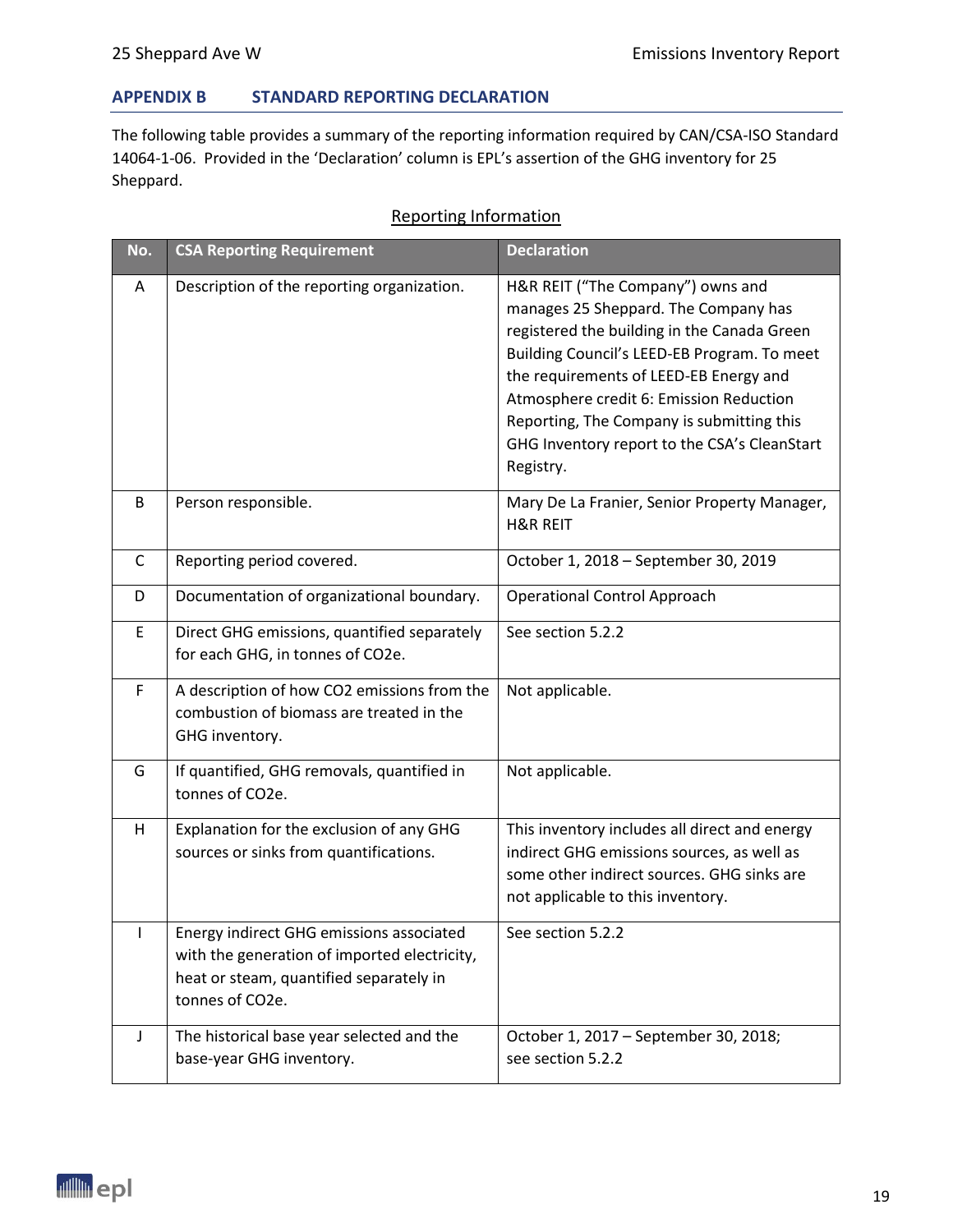## APPENDIX B STANDARD REPORTING DECLARATION

The following table provides a summary of the reporting information required by CAN/CSA-ISO Standard 14064-1-06. Provided in the 'Declaration' column is EPL's assertion of the GHG inventory for 25 Sheppard.

Reporting Information

| No. | CSA Reporting Requirement | Declaration |
|---|---|---|
| A | Description of the reporting organization. | H&R REIT ("The Company") owns and manages 25 Sheppard. The Company has registered the building in the Canada Green Building Council's LEED-EB Program. To meet the requirements of LEED-EB Energy and Atmosphere credit 6: Emission Reduction Reporting, The Company is submitting this GHG Inventory report to the CSA's CleanStart Registry. |
| B | Person responsible. | Mary De La Franier, Senior Property Manager, H&R REIT |
| C | Reporting period covered. | October 1, 2018 – September 30, 2019 |
| D | Documentation of organizational boundary. | Operational Control Approach |
| E | Direct GHG emissions, quantified separately for each GHG, in tonnes of $CO_2e$. | See section 5.2.2 |
| F | A description of how $CO_2$ emissions from the combustion of biomass are treated in the GHG inventory. | Not applicable. |
| G | If quantified, GHG removals, quantified in tonnes of $CO_2e$. | Not applicable. |
| H | Explanation for the exclusion of any GHG sources or sinks from quantifications. | This inventory includes all direct and energy indirect GHG emissions sources, as well as some other indirect sources. GHG sinks are not applicable to this inventory. |
| I | Energy indirect GHG emissions associated with the generation of imported electricity, heat or steam, quantified separately in tonnes of $CO_2e$. | See section 5.2.2 |
| J | The historical base year selected and the base-year GHG inventory. | October 1, 2017 – September 30, 2018; see section 5.2.2 |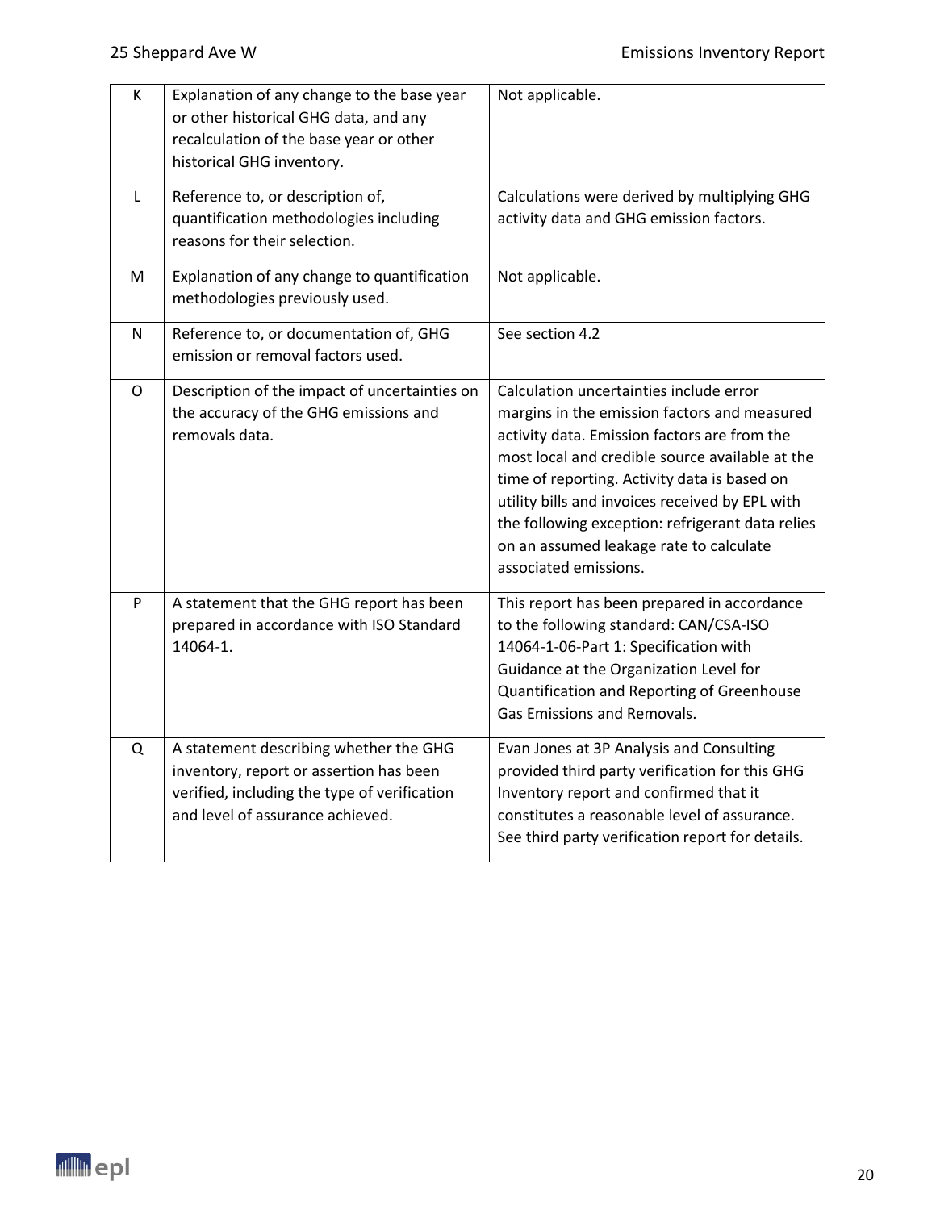| | | |
|---|---|---|
| K | Explanation of any change to the base year or other historical GHG data, and any recalculation of the base year or other historical GHG inventory. | Not applicable. |
| L | Reference to, or description of, quantification methodologies including reasons for their selection. | Calculations were derived by multiplying GHG activity data and GHG emission factors. |
| M | Explanation of any change to quantification methodologies previously used. | Not applicable. |
| N | Reference to, or documentation of, GHG emission or removal factors used. | See section 4.2 |
| O | Description of the impact of uncertainties on the accuracy of the GHG emissions and removals data. | Calculation uncertainties include error margins in the emission factors and measured activity data. Emission factors are from the most local and credible source available at the time of reporting. Activity data is based on utility bills and invoices received by EPL with the following exception: refrigerant data relies on an assumed leakage rate to calculate associated emissions. |
| P | A statement that the GHG report has been prepared in accordance with ISO Standard 14064-1. | This report has been prepared in accordance to the following standard: CAN/CSA-ISO 14064-1-06-Part 1: Specification with Guidance at the Organization Level for Quantification and Reporting of Greenhouse Gas Emissions and Removals. |
| Q | A statement describing whether the GHG inventory, report or assertion has been verified, including the type of verification and level of assurance achieved. | Evan Jones at 3P Analysis and Consulting provided third party verification for this GHG Inventory report and confirmed that it constitutes a reasonable level of assurance. See third party verification report for details. |